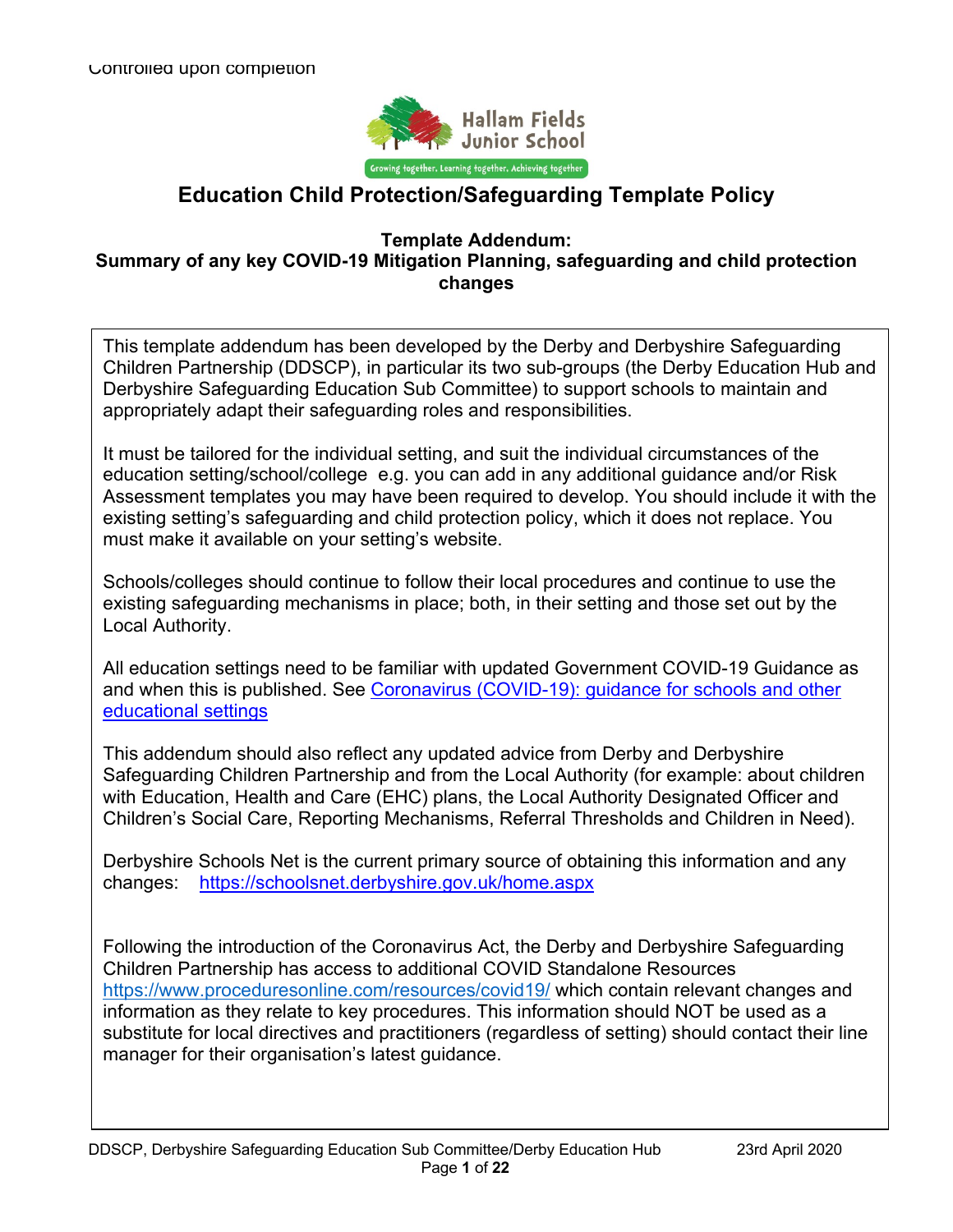Controlled upon completion

Hallam Fields Junior School

Growing together, Learning together, Achieving together

# Education Child Protection/Safeguarding Template Policy

## Template Addendum:
## Summary of any key COVID-19 Mitigation Planning, safeguarding and child protection changes

This template addendum has been developed by the Derby and Derbyshire Safeguarding Children Partnership (DDSCP), in particular its two sub-groups (the Derby Education Hub and Derbyshire Safeguarding Education Sub Committee) to support schools to maintain and appropriately adapt their safeguarding roles and responsibilities.

It must be tailored for the individual setting, and suit the individual circumstances of the education setting/school/college e.g. you can add in any additional guidance and/or Risk Assessment templates you may have been required to develop. You should include it with the existing setting's safeguarding and child protection policy, which it does not replace. You must make it available on your setting's website.

Schools/colleges should continue to follow their local procedures and continue to use the existing safeguarding mechanisms in place; both, in their setting and those set out by the Local Authority.

All education settings need to be familiar with updated Government COVID-19 Guidance as and when this is published. See [Coronavirus (COVID-19): guidance for schools and other educational settings]()

This addendum should also reflect any updated advice from Derby and Derbyshire Safeguarding Children Partnership and from the Local Authority (for example: about children with Education, Health and Care (EHC) plans, the Local Authority Designated Officer and Children's Social Care, Reporting Mechanisms, Referral Thresholds and Children in Need).

Derbyshire Schools Net is the current primary source of obtaining this information and any changes: https://schoolsnet.derbyshire.gov.uk/home.aspx

Following the introduction of the Coronavirus Act, the Derby and Derbyshire Safeguarding Children Partnership has access to additional COVID Standalone Resources https://www.proceduresonline.com/resources/covid19/ which contain relevant changes and information as they relate to key procedures. This information should NOT be used as a substitute for local directives and practitioners (regardless of setting) should contact their line manager for their organisation's latest guidance.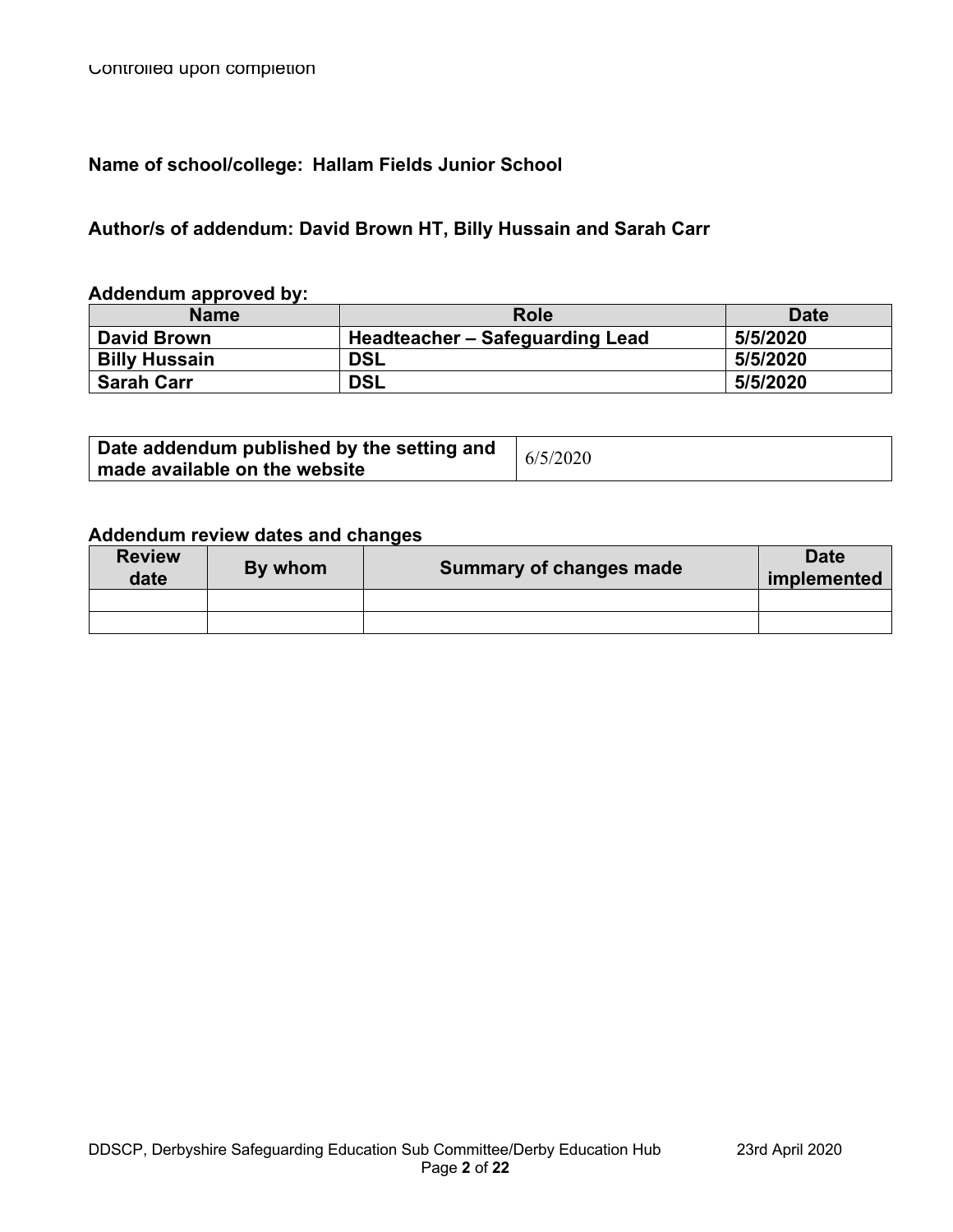**Name of school/college: Hallam Fields Junior School**

**Author/s of addendum: David Brown HT, Billy Hussain and Sarah Carr**

**Addendum approved by:**

| Name | Role | Date |
| --- | --- | --- |
| **David Brown** | **Headteacher – Safeguarding Lead** | **5/5/2020** |
| **Billy Hussain** | **DSL** | **5/5/2020** |
| **Sarah Carr** | **DSL** | **5/5/2020** |

| **Date addendum published by the setting and made available on the website** | 6/5/2020 |
| --- | --- |

**Addendum review dates and changes**

| Review date | By whom | Summary of changes made | Date implemented |
| --- | --- | --- | --- |
| | | | |
| | | | |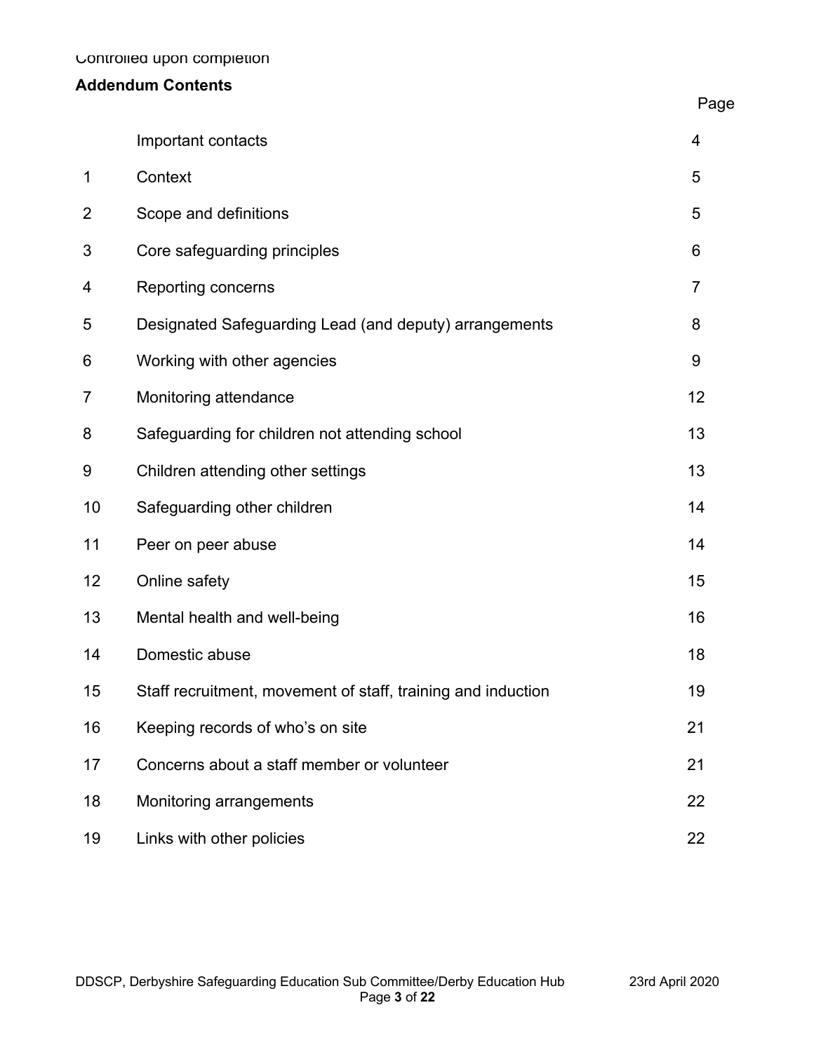Controlled upon completion

**Addendum Contents**

| | | Page |
|---|---|---|
| | Important contacts | 4 |
| 1 | Context | 5 |
| 2 | Scope and definitions | 5 |
| 3 | Core safeguarding principles | 6 |
| 4 | Reporting concerns | 7 |
| 5 | Designated Safeguarding Lead (and deputy) arrangements | 8 |
| 6 | Working with other agencies | 9 |
| 7 | Monitoring attendance | 12 |
| 8 | Safeguarding for children not attending school | 13 |
| 9 | Children attending other settings | 13 |
| 10 | Safeguarding other children | 14 |
| 11 | Peer on peer abuse | 14 |
| 12 | Online safety | 15 |
| 13 | Mental health and well-being | 16 |
| 14 | Domestic abuse | 18 |
| 15 | Staff recruitment, movement of staff, training and induction | 19 |
| 16 | Keeping records of who's on site | 21 |
| 17 | Concerns about a staff member or volunteer | 21 |
| 18 | Monitoring arrangements | 22 |
| 19 | Links with other policies | 22 |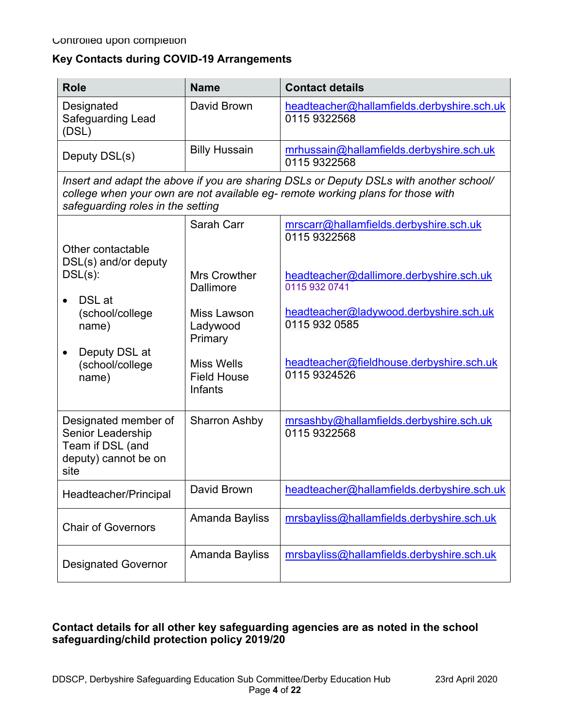Controlled upon completion

## Key Contacts during COVID-19 Arrangements

| Role | Name | Contact details |
|---|---|---|
| Designated Safeguarding Lead (DSL) | David Brown | headteacher@hallamfields.derbyshire.sch.uk<br>0115 9322568 |
| Deputy DSL(s) | Billy Hussain | mrhussain@hallamfields.derbyshire.sch.uk<br>0115 9322568 |
| *Insert and adapt the above if you are sharing DSLs or Deputy DSLs with another school/ college when your own are not available eg- remote working plans for those with safeguarding roles in the setting* | | |
| Other contactable DSL(s) and/or deputy DSL(s):<br>• DSL at (school/college name)<br>• Deputy DSL at (school/college name) | Sarah Carr<br><br>Mrs Crowther Dallimore<br><br>Miss Lawson Ladywood Primary<br><br>Miss Wells Field House Infants | mrscarr@hallamfields.derbyshire.sch.uk<br>0115 9322568<br><br>headteacher@dallimore.derbyshire.sch.uk<br>0115 932 0741<br><br>headteacher@ladywood.derbyshire.sch.uk<br>0115 932 0585<br><br>headteacher@fieldhouse.derbyshire.sch.uk<br>0115 9324526 |
| Designated member of Senior Leadership Team if DSL (and deputy) cannot be on site | Sharron Ashby | mrsashby@hallamfields.derbyshire.sch.uk<br>0115 9322568 |
| Headteacher/Principal | David Brown | headteacher@hallamfields.derbyshire.sch.uk |
| Chair of Governors | Amanda Bayliss | mrsbayliss@hallamfields.derbyshire.sch.uk |
| Designated Governor | Amanda Bayliss | mrsbayliss@hallamfields.derbyshire.sch.uk |

**Contact details for all other key safeguarding agencies are as noted in the school safeguarding/child protection policy 2019/20**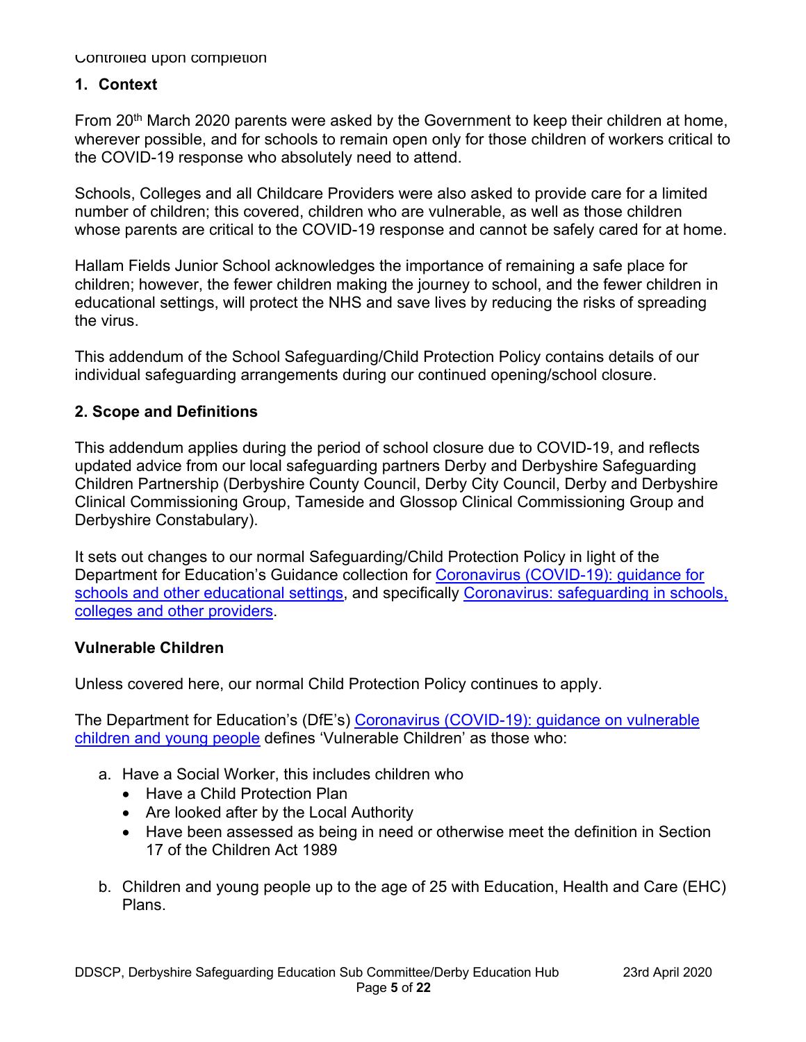Controlled upon completion

## 1. Context

From 20th March 2020 parents were asked by the Government to keep their children at home, wherever possible, and for schools to remain open only for those children of workers critical to the COVID-19 response who absolutely need to attend.

Schools, Colleges and all Childcare Providers were also asked to provide care for a limited number of children; this covered, children who are vulnerable, as well as those children whose parents are critical to the COVID-19 response and cannot be safely cared for at home.

Hallam Fields Junior School acknowledges the importance of remaining a safe place for children; however, the fewer children making the journey to school, and the fewer children in educational settings, will protect the NHS and save lives by reducing the risks of spreading the virus.

This addendum of the School Safeguarding/Child Protection Policy contains details of our individual safeguarding arrangements during our continued opening/school closure.

## 2. Scope and Definitions

This addendum applies during the period of school closure due to COVID-19, and reflects updated advice from our local safeguarding partners Derby and Derbyshire Safeguarding Children Partnership (Derbyshire County Council, Derby City Council, Derby and Derbyshire Clinical Commissioning Group, Tameside and Glossop Clinical Commissioning Group and Derbyshire Constabulary).

It sets out changes to our normal Safeguarding/Child Protection Policy in light of the Department for Education's Guidance collection for Coronavirus (COVID-19): guidance for schools and other educational settings, and specifically Coronavirus: safeguarding in schools, colleges and other providers.

### Vulnerable Children

Unless covered here, our normal Child Protection Policy continues to apply.

The Department for Education's (DfE's) Coronavirus (COVID-19): guidance on vulnerable children and young people defines 'Vulnerable Children' as those who:

a. Have a Social Worker, this includes children who
   - Have a Child Protection Plan
   - Are looked after by the Local Authority
   - Have been assessed as being in need or otherwise meet the definition in Section 17 of the Children Act 1989

b. Children and young people up to the age of 25 with Education, Health and Care (EHC) Plans.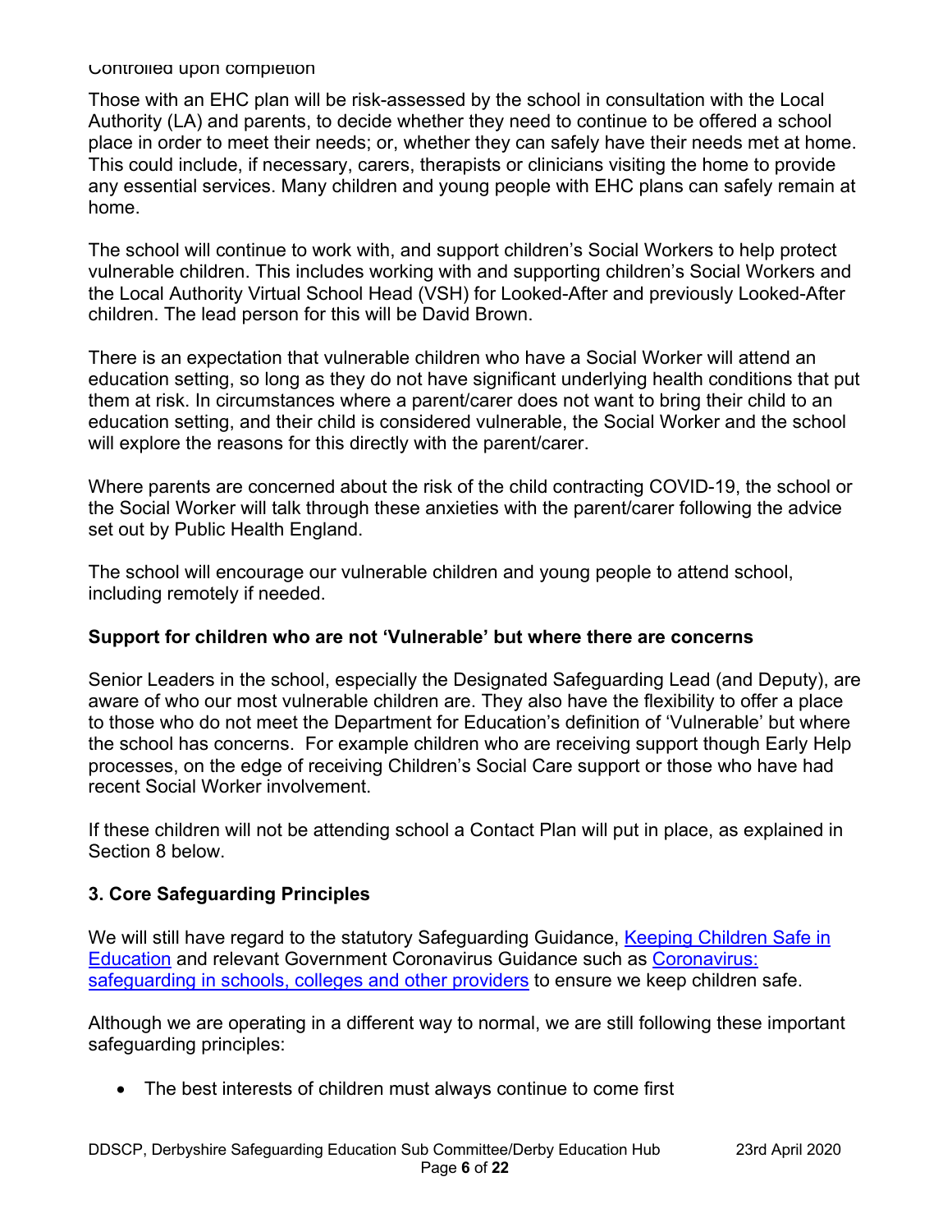Controlled upon completion

Those with an EHC plan will be risk-assessed by the school in consultation with the Local Authority (LA) and parents, to decide whether they need to continue to be offered a school place in order to meet their needs; or, whether they can safely have their needs met at home. This could include, if necessary, carers, therapists or clinicians visiting the home to provide any essential services. Many children and young people with EHC plans can safely remain at home.

The school will continue to work with, and support children's Social Workers to help protect vulnerable children. This includes working with and supporting children's Social Workers and the Local Authority Virtual School Head (VSH) for Looked-After and previously Looked-After children. The lead person for this will be David Brown.

There is an expectation that vulnerable children who have a Social Worker will attend an education setting, so long as they do not have significant underlying health conditions that put them at risk. In circumstances where a parent/carer does not want to bring their child to an education setting, and their child is considered vulnerable, the Social Worker and the school will explore the reasons for this directly with the parent/carer.

Where parents are concerned about the risk of the child contracting COVID-19, the school or the Social Worker will talk through these anxieties with the parent/carer following the advice set out by Public Health England.

The school will encourage our vulnerable children and young people to attend school, including remotely if needed.

**Support for children who are not 'Vulnerable' but where there are concerns**

Senior Leaders in the school, especially the Designated Safeguarding Lead (and Deputy), are aware of who our most vulnerable children are. They also have the flexibility to offer a place to those who do not meet the Department for Education's definition of 'Vulnerable' but where the school has concerns. For example children who are receiving support though Early Help processes, on the edge of receiving Children's Social Care support or those who have had recent Social Worker involvement.

If these children will not be attending school a Contact Plan will put in place, as explained in Section 8 below.

## 3. Core Safeguarding Principles

We will still have regard to the statutory Safeguarding Guidance, [Keeping Children Safe in Education]() and relevant Government Coronavirus Guidance such as [Coronavirus: safeguarding in schools, colleges and other providers]() to ensure we keep children safe.

Although we are operating in a different way to normal, we are still following these important safeguarding principles:

- The best interests of children must always continue to come first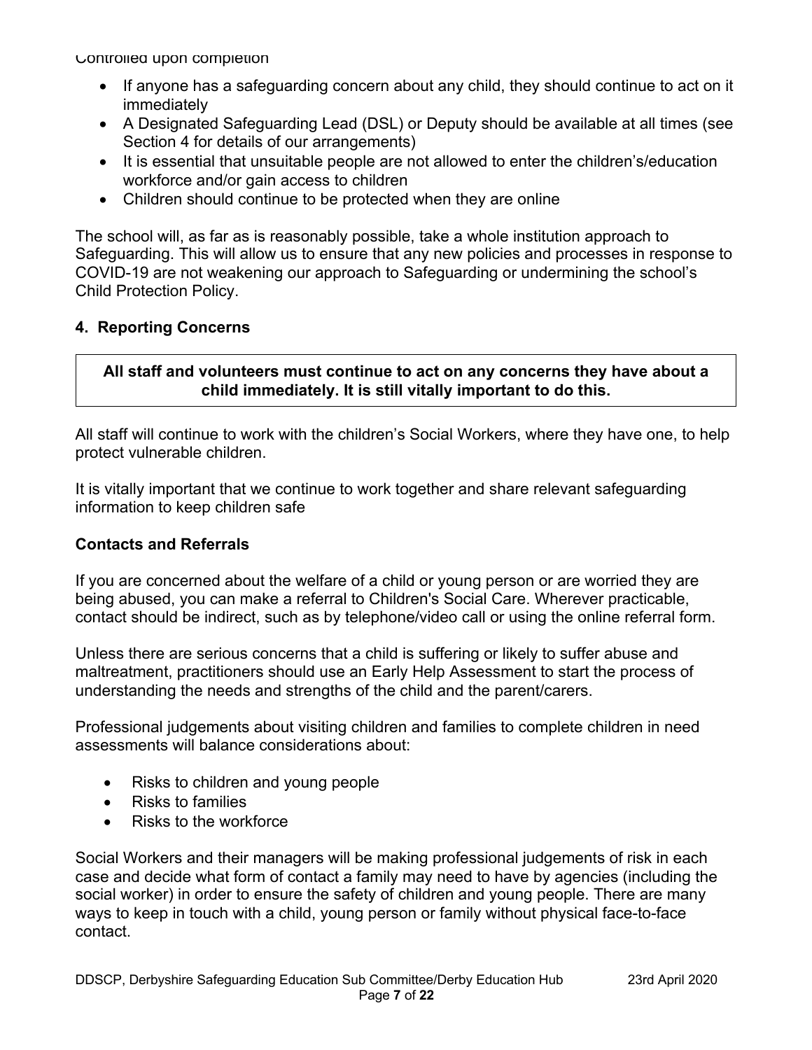Controlled upon completion

- If anyone has a safeguarding concern about any child, they should continue to act on it immediately
- A Designated Safeguarding Lead (DSL) or Deputy should be available at all times (see Section 4 for details of our arrangements)
- It is essential that unsuitable people are not allowed to enter the children's/education workforce and/or gain access to children
- Children should continue to be protected when they are online

The school will, as far as is reasonably possible, take a whole institution approach to Safeguarding. This will allow us to ensure that any new policies and processes in response to COVID-19 are not weakening our approach to Safeguarding or undermining the school's Child Protection Policy.

### 4. Reporting Concerns

**All staff and volunteers must continue to act on any concerns they have about a child immediately. It is still vitally important to do this.**

All staff will continue to work with the children's Social Workers, where they have one, to help protect vulnerable children.

It is vitally important that we continue to work together and share relevant safeguarding information to keep children safe

### Contacts and Referrals

If you are concerned about the welfare of a child or young person or are worried they are being abused, you can make a referral to Children's Social Care. Wherever practicable, contact should be indirect, such as by telephone/video call or using the online referral form.

Unless there are serious concerns that a child is suffering or likely to suffer abuse and maltreatment, practitioners should use an Early Help Assessment to start the process of understanding the needs and strengths of the child and the parent/carers.

Professional judgements about visiting children and families to complete children in need assessments will balance considerations about:

- Risks to children and young people
- Risks to families
- Risks to the workforce

Social Workers and their managers will be making professional judgements of risk in each case and decide what form of contact a family may need to have by agencies (including the social worker) in order to ensure the safety of children and young people. There are many ways to keep in touch with a child, young person or family without physical face-to-face contact.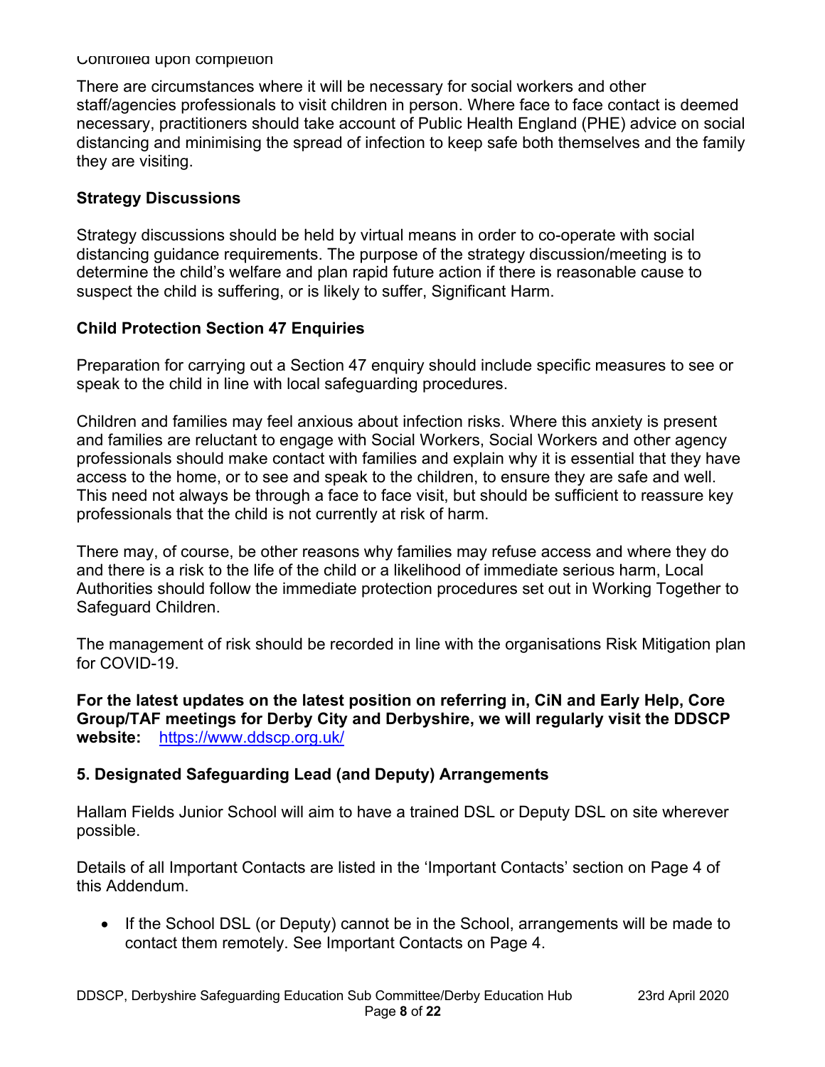Controlled upon completion

There are circumstances where it will be necessary for social workers and other staff/agencies professionals to visit children in person. Where face to face contact is deemed necessary, practitioners should take account of Public Health England (PHE) advice on social distancing and minimising the spread of infection to keep safe both themselves and the family they are visiting.

**Strategy Discussions**

Strategy discussions should be held by virtual means in order to co-operate with social distancing guidance requirements. The purpose of the strategy discussion/meeting is to determine the child's welfare and plan rapid future action if there is reasonable cause to suspect the child is suffering, or is likely to suffer, Significant Harm.

**Child Protection Section 47 Enquiries**

Preparation for carrying out a Section 47 enquiry should include specific measures to see or speak to the child in line with local safeguarding procedures.

Children and families may feel anxious about infection risks. Where this anxiety is present and families are reluctant to engage with Social Workers, Social Workers and other agency professionals should make contact with families and explain why it is essential that they have access to the home, or to see and speak to the children, to ensure they are safe and well. This need not always be through a face to face visit, but should be sufficient to reassure key professionals that the child is not currently at risk of harm.

There may, of course, be other reasons why families may refuse access and where they do and there is a risk to the life of the child or a likelihood of immediate serious harm, Local Authorities should follow the immediate protection procedures set out in Working Together to Safeguard Children.

The management of risk should be recorded in line with the organisations Risk Mitigation plan for COVID-19.

**For the latest updates on the latest position on referring in, CiN and Early Help, Core Group/TAF meetings for Derby City and Derbyshire, we will regularly visit the DDSCP website:** https://www.ddscp.org.uk/

**5. Designated Safeguarding Lead (and Deputy) Arrangements**

Hallam Fields Junior School will aim to have a trained DSL or Deputy DSL on site wherever possible.

Details of all Important Contacts are listed in the 'Important Contacts' section on Page 4 of this Addendum.

- If the School DSL (or Deputy) cannot be in the School, arrangements will be made to contact them remotely. See Important Contacts on Page 4.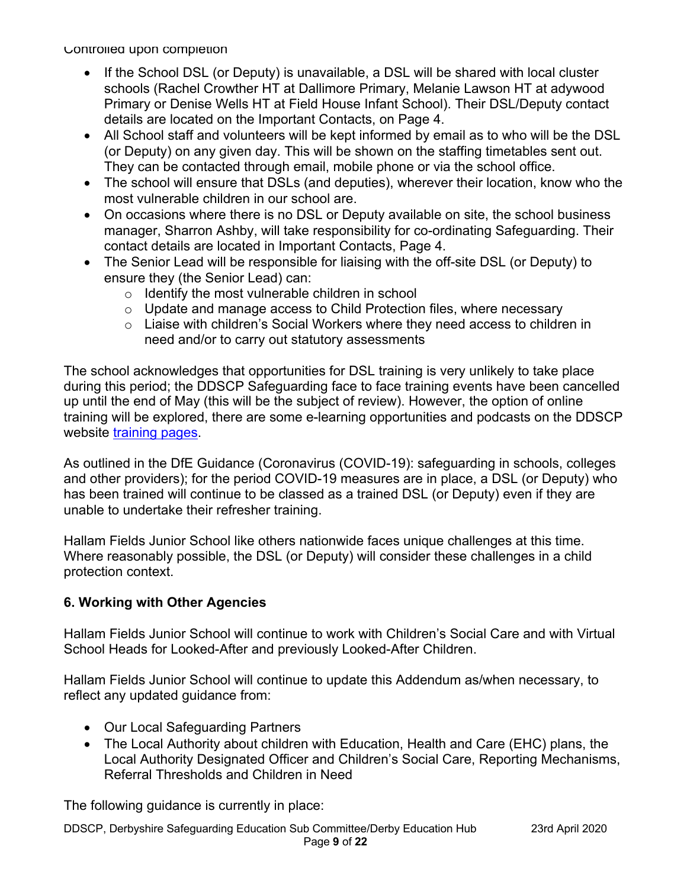Controlled upon completion

- If the School DSL (or Deputy) is unavailable, a DSL will be shared with local cluster schools (Rachel Crowther HT at Dallimore Primary, Melanie Lawson HT at adywood Primary or Denise Wells HT at Field House Infant School). Their DSL/Deputy contact details are located on the Important Contacts, on Page 4.
- All School staff and volunteers will be kept informed by email as to who will be the DSL (or Deputy) on any given day. This will be shown on the staffing timetables sent out. They can be contacted through email, mobile phone or via the school office.
- The school will ensure that DSLs (and deputies), wherever their location, know who the most vulnerable children in our school are.
- On occasions where there is no DSL or Deputy available on site, the school business manager, Sharron Ashby, will take responsibility for co-ordinating Safeguarding. Their contact details are located in Important Contacts, Page 4.
- The Senior Lead will be responsible for liaising with the off-site DSL (or Deputy) to ensure they (the Senior Lead) can:
    - Identify the most vulnerable children in school
    - Update and manage access to Child Protection files, where necessary
    - Liaise with children's Social Workers where they need access to children in need and/or to carry out statutory assessments

The school acknowledges that opportunities for DSL training is very unlikely to take place during this period; the DDSCP Safeguarding face to face training events have been cancelled up until the end of May (this will be the subject of review). However, the option of online training will be explored, there are some e-learning opportunities and podcasts on the DDSCP website training pages.

As outlined in the DfE Guidance (Coronavirus (COVID-19): safeguarding in schools, colleges and other providers); for the period COVID-19 measures are in place, a DSL (or Deputy) who has been trained will continue to be classed as a trained DSL (or Deputy) even if they are unable to undertake their refresher training.

Hallam Fields Junior School like others nationwide faces unique challenges at this time. Where reasonably possible, the DSL (or Deputy) will consider these challenges in a child protection context.

**6. Working with Other Agencies**

Hallam Fields Junior School will continue to work with Children's Social Care and with Virtual School Heads for Looked-After and previously Looked-After Children.

Hallam Fields Junior School will continue to update this Addendum as/when necessary, to reflect any updated guidance from:

- Our Local Safeguarding Partners
- The Local Authority about children with Education, Health and Care (EHC) plans, the Local Authority Designated Officer and Children's Social Care, Reporting Mechanisms, Referral Thresholds and Children in Need

The following guidance is currently in place: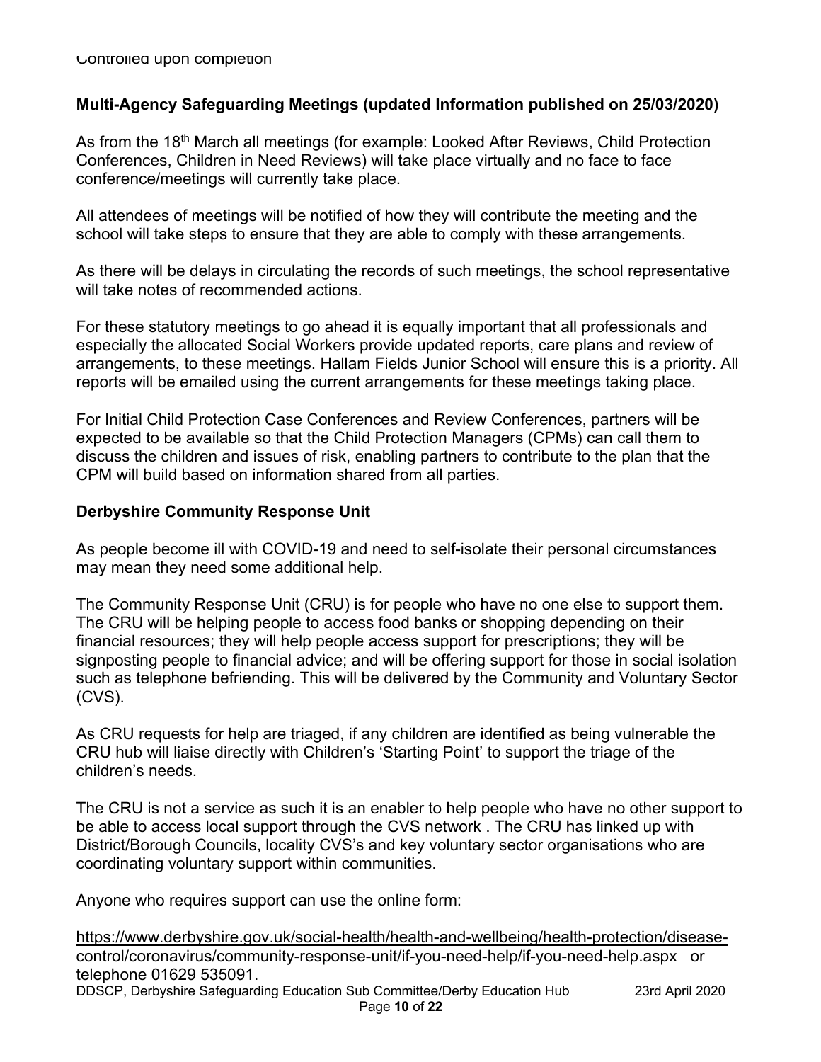## Multi-Agency Safeguarding Meetings (updated Information published on 25/03/2020)

As from the 18th March all meetings (for example: Looked After Reviews, Child Protection Conferences, Children in Need Reviews) will take place virtually and no face to face conference/meetings will currently take place.

All attendees of meetings will be notified of how they will contribute the meeting and the school will take steps to ensure that they are able to comply with these arrangements.

As there will be delays in circulating the records of such meetings, the school representative will take notes of recommended actions.

For these statutory meetings to go ahead it is equally important that all professionals and especially the allocated Social Workers provide updated reports, care plans and review of arrangements, to these meetings. Hallam Fields Junior School will ensure this is a priority. All reports will be emailed using the current arrangements for these meetings taking place.

For Initial Child Protection Case Conferences and Review Conferences, partners will be expected to be available so that the Child Protection Managers (CPMs) can call them to discuss the children and issues of risk, enabling partners to contribute to the plan that the CPM will build based on information shared from all parties.

## Derbyshire Community Response Unit

As people become ill with COVID-19 and need to self-isolate their personal circumstances may mean they need some additional help.

The Community Response Unit (CRU) is for people who have no one else to support them. The CRU will be helping people to access food banks or shopping depending on their financial resources; they will help people access support for prescriptions; they will be signposting people to financial advice; and will be offering support for those in social isolation such as telephone befriending. This will be delivered by the Community and Voluntary Sector (CVS).

As CRU requests for help are triaged, if any children are identified as being vulnerable the CRU hub will liaise directly with Children's 'Starting Point' to support the triage of the children's needs.

The CRU is not a service as such it is an enabler to help people who have no other support to be able to access local support through the CVS network . The CRU has linked up with District/Borough Councils, locality CVS's and key voluntary sector organisations who are coordinating voluntary support within communities.

Anyone who requires support can use the online form:

https://www.derbyshire.gov.uk/social-health/health-and-wellbeing/health-protection/disease-control/coronavirus/community-response-unit/if-you-need-help/if-you-need-help.aspx or telephone 01629 535091.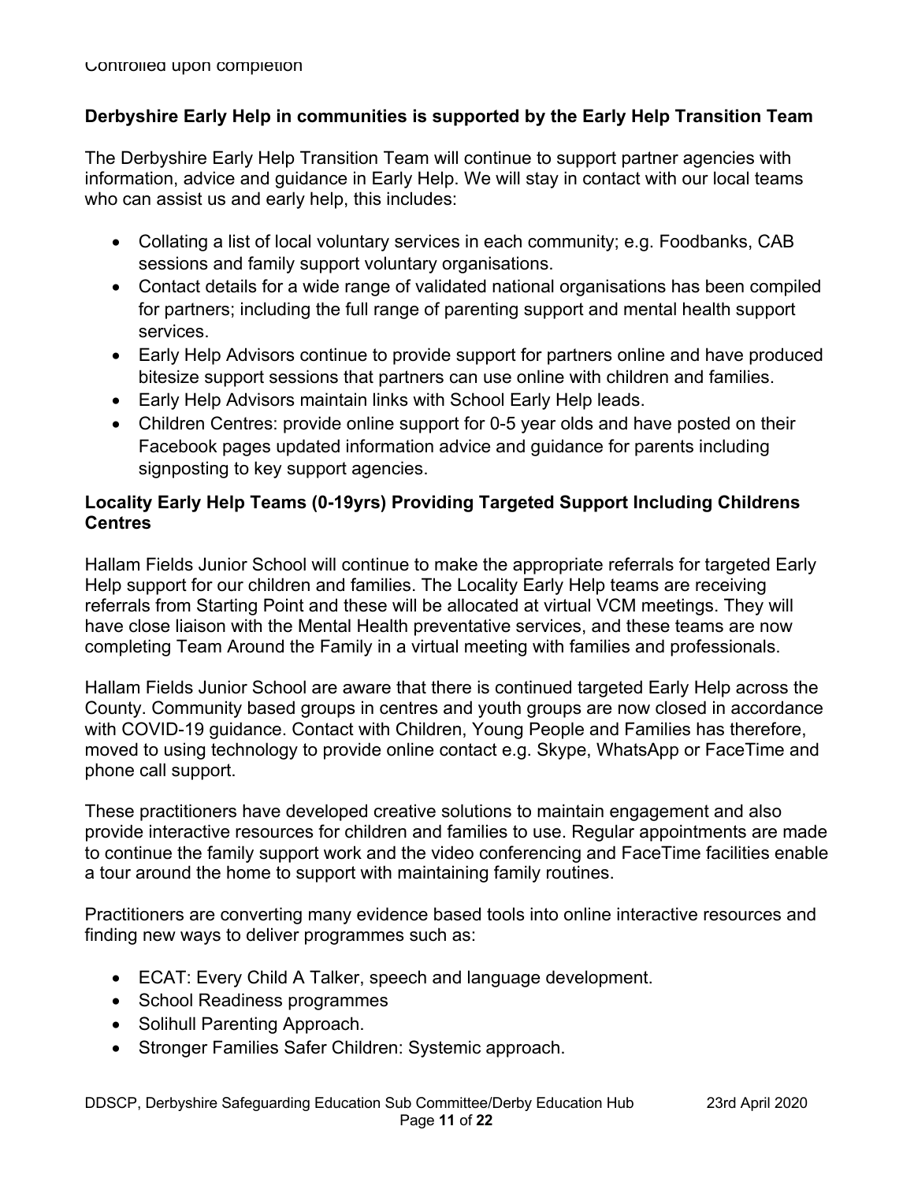**Derbyshire Early Help in communities is supported by the Early Help Transition Team**

The Derbyshire Early Help Transition Team will continue to support partner agencies with information, advice and guidance in Early Help. We will stay in contact with our local teams who can assist us and early help, this includes:

- Collating a list of local voluntary services in each community; e.g. Foodbanks, CAB sessions and family support voluntary organisations.
- Contact details for a wide range of validated national organisations has been compiled for partners; including the full range of parenting support and mental health support services.
- Early Help Advisors continue to provide support for partners online and have produced bitesize support sessions that partners can use online with children and families.
- Early Help Advisors maintain links with School Early Help leads.
- Children Centres: provide online support for 0-5 year olds and have posted on their Facebook pages updated information advice and guidance for parents including signposting to key support agencies.

**Locality Early Help Teams (0-19yrs) Providing Targeted Support Including Childrens Centres**

Hallam Fields Junior School will continue to make the appropriate referrals for targeted Early Help support for our children and families. The Locality Early Help teams are receiving referrals from Starting Point and these will be allocated at virtual VCM meetings. They will have close liaison with the Mental Health preventative services, and these teams are now completing Team Around the Family in a virtual meeting with families and professionals.

Hallam Fields Junior School are aware that there is continued targeted Early Help across the County. Community based groups in centres and youth groups are now closed in accordance with COVID-19 guidance. Contact with Children, Young People and Families has therefore, moved to using technology to provide online contact e.g. Skype, WhatsApp or FaceTime and phone call support.

These practitioners have developed creative solutions to maintain engagement and also provide interactive resources for children and families to use. Regular appointments are made to continue the family support work and the video conferencing and FaceTime facilities enable a tour around the home to support with maintaining family routines.

Practitioners are converting many evidence based tools into online interactive resources and finding new ways to deliver programmes such as:

- ECAT: Every Child A Talker, speech and language development.
- School Readiness programmes
- Solihull Parenting Approach.
- Stronger Families Safer Children: Systemic approach.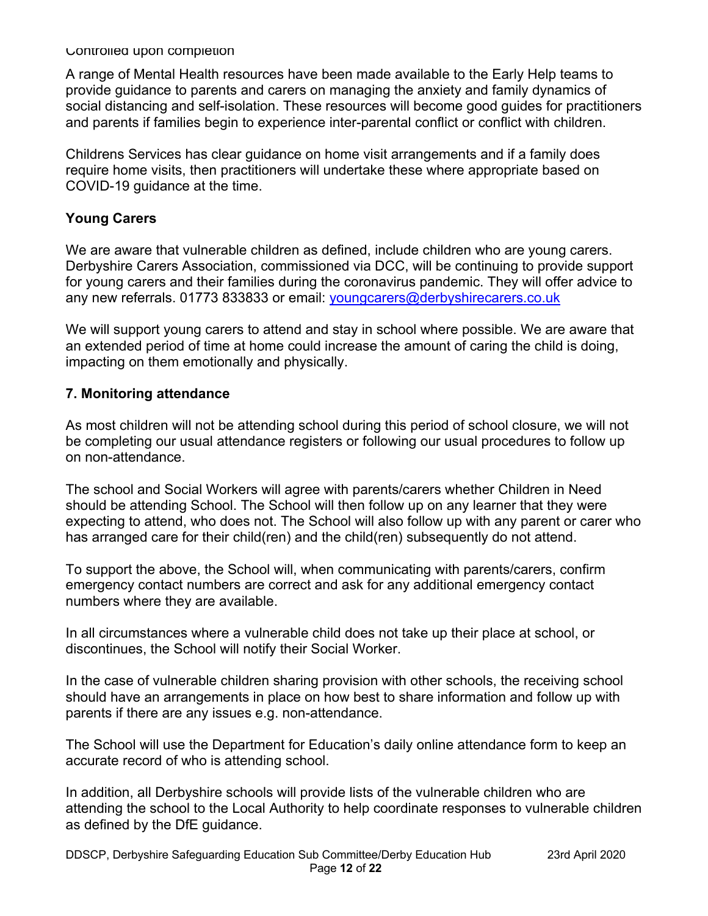Controlled upon completion

A range of Mental Health resources have been made available to the Early Help teams to provide guidance to parents and carers on managing the anxiety and family dynamics of social distancing and self-isolation. These resources will become good guides for practitioners and parents if families begin to experience inter-parental conflict or conflict with children.

Childrens Services has clear guidance on home visit arrangements and if a family does require home visits, then practitioners will undertake these where appropriate based on COVID-19 guidance at the time.

### Young Carers

We are aware that vulnerable children as defined, include children who are young carers. Derbyshire Carers Association, commissioned via DCC, will be continuing to provide support for young carers and their families during the coronavirus pandemic. They will offer advice to any new referrals. 01773 833833 or email: youngcarers@derbyshirecarers.co.uk

We will support young carers to attend and stay in school where possible. We are aware that an extended period of time at home could increase the amount of caring the child is doing, impacting on them emotionally and physically.

## 7. Monitoring attendance

As most children will not be attending school during this period of school closure, we will not be completing our usual attendance registers or following our usual procedures to follow up on non-attendance.

The school and Social Workers will agree with parents/carers whether Children in Need should be attending School. The School will then follow up on any learner that they were expecting to attend, who does not. The School will also follow up with any parent or carer who has arranged care for their child(ren) and the child(ren) subsequently do not attend.

To support the above, the School will, when communicating with parents/carers, confirm emergency contact numbers are correct and ask for any additional emergency contact numbers where they are available.

In all circumstances where a vulnerable child does not take up their place at school, or discontinues, the School will notify their Social Worker.

In the case of vulnerable children sharing provision with other schools, the receiving school should have an arrangements in place on how best to share information and follow up with parents if there are any issues e.g. non-attendance.

The School will use the Department for Education's daily online attendance form to keep an accurate record of who is attending school.

In addition, all Derbyshire schools will provide lists of the vulnerable children who are attending the school to the Local Authority to help coordinate responses to vulnerable children as defined by the DfE guidance.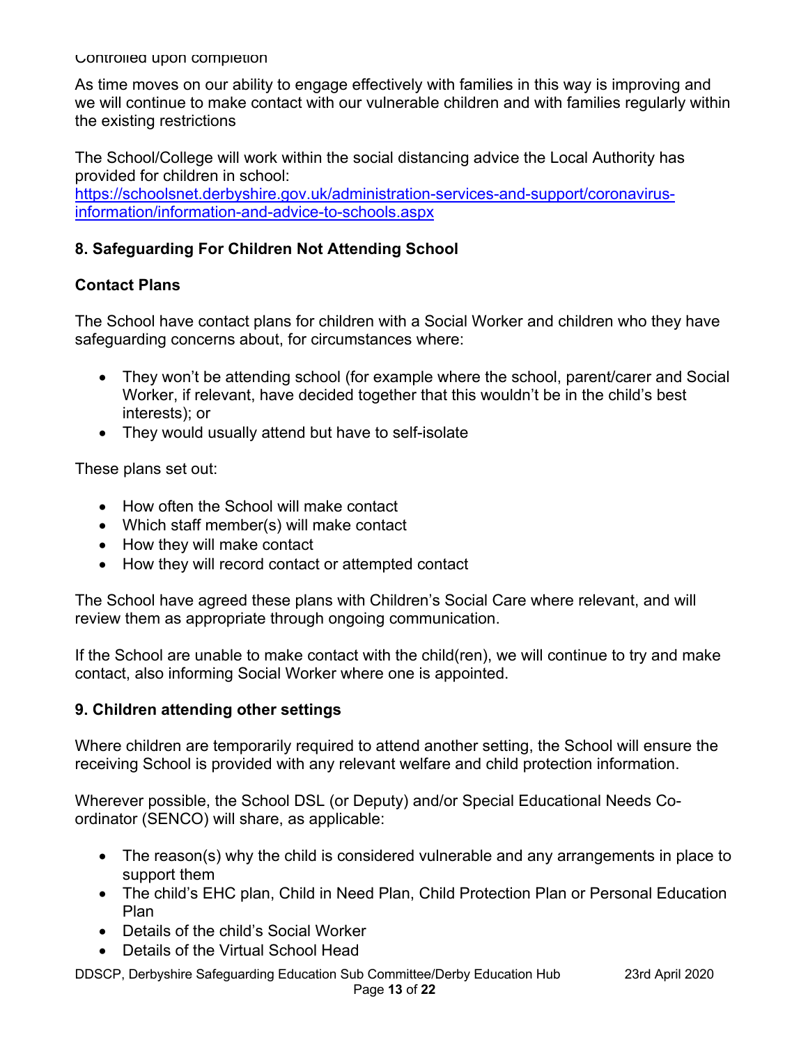Controlled upon completion

As time moves on our ability to engage effectively with families in this way is improving and we will continue to make contact with our vulnerable children and with families regularly within the existing restrictions

The School/College will work within the social distancing advice the Local Authority has provided for children in school:
[https://schoolsnet.derbyshire.gov.uk/administration-services-and-support/coronavirus-information/information-and-advice-to-schools.aspx](https://schoolsnet.derbyshire.gov.uk/administration-services-and-support/coronavirus-information/information-and-advice-to-schools.aspx)

## 8. Safeguarding For Children Not Attending School

### Contact Plans

The School have contact plans for children with a Social Worker and children who they have safeguarding concerns about, for circumstances where:

- They won't be attending school (for example where the school, parent/carer and Social Worker, if relevant, have decided together that this wouldn't be in the child's best interests); or
- They would usually attend but have to self-isolate

These plans set out:

- How often the School will make contact
- Which staff member(s) will make contact
- How they will make contact
- How they will record contact or attempted contact

The School have agreed these plans with Children's Social Care where relevant, and will review them as appropriate through ongoing communication.

If the School are unable to make contact with the child(ren), we will continue to try and make contact, also informing Social Worker where one is appointed.

## 9. Children attending other settings

Where children are temporarily required to attend another setting, the School will ensure the receiving School is provided with any relevant welfare and child protection information.

Wherever possible, the School DSL (or Deputy) and/or Special Educational Needs Co-ordinator (SENCO) will share, as applicable:

- The reason(s) why the child is considered vulnerable and any arrangements in place to support them
- The child's EHC plan, Child in Need Plan, Child Protection Plan or Personal Education Plan
- Details of the child's Social Worker
- Details of the Virtual School Head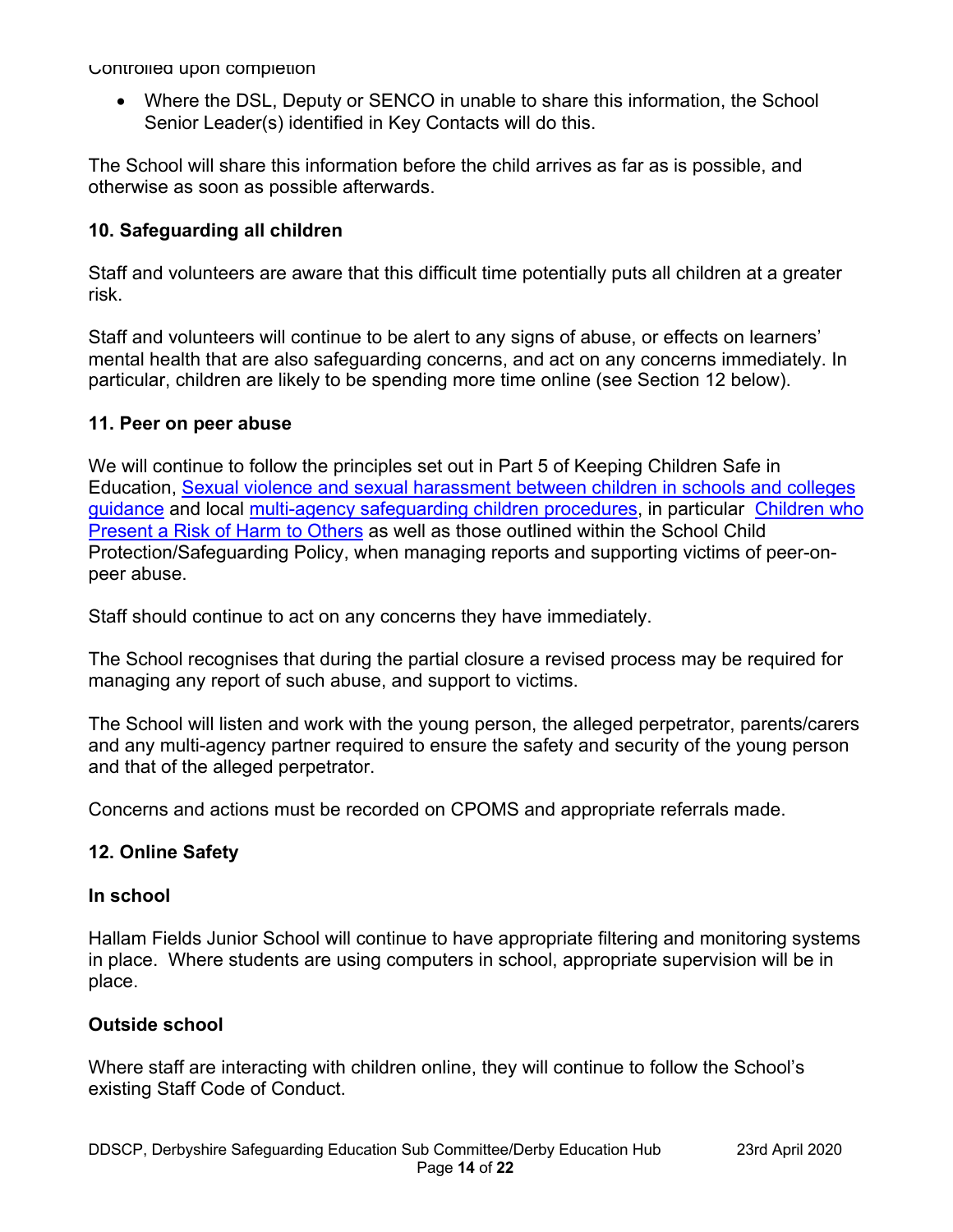Controlled upon completion

- Where the DSL, Deputy or SENCO in unable to share this information, the School Senior Leader(s) identified in Key Contacts will do this.

The School will share this information before the child arrives as far as is possible, and otherwise as soon as possible afterwards.

**10. Safeguarding all children**

Staff and volunteers are aware that this difficult time potentially puts all children at a greater risk.

Staff and volunteers will continue to be alert to any signs of abuse, or effects on learners' mental health that are also safeguarding concerns, and act on any concerns immediately. In particular, children are likely to be spending more time online (see Section 12 below).

**11. Peer on peer abuse**

We will continue to follow the principles set out in Part 5 of Keeping Children Safe in Education, Sexual violence and sexual harassment between children in schools and colleges guidance and local multi-agency safeguarding children procedures, in particular Children who Present a Risk of Harm to Others as well as those outlined within the School Child Protection/Safeguarding Policy, when managing reports and supporting victims of peer-on-peer abuse.

Staff should continue to act on any concerns they have immediately.

The School recognises that during the partial closure a revised process may be required for managing any report of such abuse, and support to victims.

The School will listen and work with the young person, the alleged perpetrator, parents/carers and any multi-agency partner required to ensure the safety and security of the young person and that of the alleged perpetrator.

Concerns and actions must be recorded on CPOMS and appropriate referrals made.

**12. Online Safety**

**In school**

Hallam Fields Junior School will continue to have appropriate filtering and monitoring systems in place. Where students are using computers in school, appropriate supervision will be in place.

**Outside school**

Where staff are interacting with children online, they will continue to follow the School's existing Staff Code of Conduct.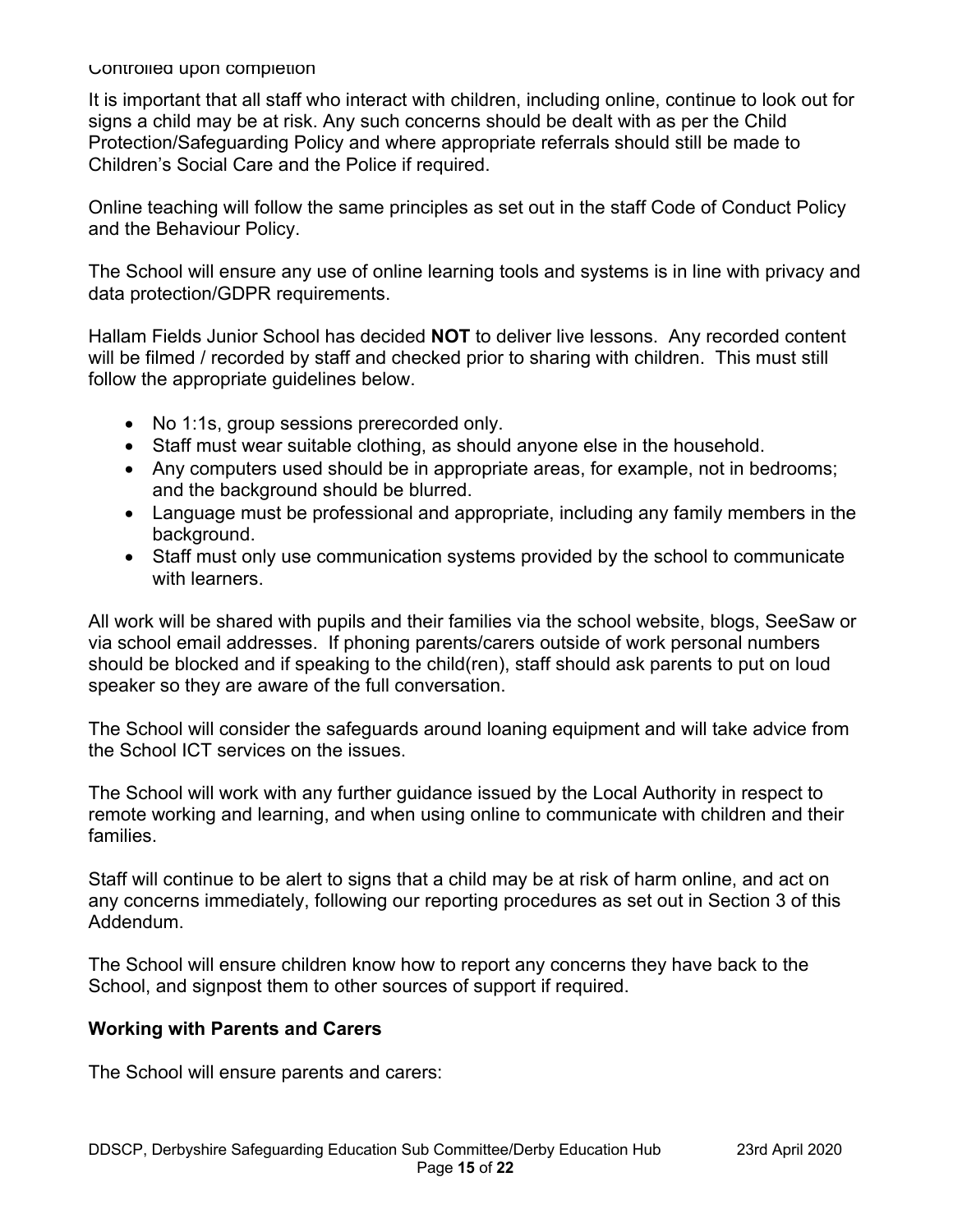Controlled upon completion

It is important that all staff who interact with children, including online, continue to look out for signs a child may be at risk. Any such concerns should be dealt with as per the Child Protection/Safeguarding Policy and where appropriate referrals should still be made to Children's Social Care and the Police if required.

Online teaching will follow the same principles as set out in the staff Code of Conduct Policy and the Behaviour Policy.

The School will ensure any use of online learning tools and systems is in line with privacy and data protection/GDPR requirements.

Hallam Fields Junior School has decided **NOT** to deliver live lessons. Any recorded content will be filmed / recorded by staff and checked prior to sharing with children. This must still follow the appropriate guidelines below.

- No 1:1s, group sessions prerecorded only.
- Staff must wear suitable clothing, as should anyone else in the household.
- Any computers used should be in appropriate areas, for example, not in bedrooms; and the background should be blurred.
- Language must be professional and appropriate, including any family members in the background.
- Staff must only use communication systems provided by the school to communicate with learners.

All work will be shared with pupils and their families via the school website, blogs, SeeSaw or via school email addresses. If phoning parents/carers outside of work personal numbers should be blocked and if speaking to the child(ren), staff should ask parents to put on loud speaker so they are aware of the full conversation.

The School will consider the safeguards around loaning equipment and will take advice from the School ICT services on the issues.

The School will work with any further guidance issued by the Local Authority in respect to remote working and learning, and when using online to communicate with children and their families.

Staff will continue to be alert to signs that a child may be at risk of harm online, and act on any concerns immediately, following our reporting procedures as set out in Section 3 of this Addendum.

The School will ensure children know how to report any concerns they have back to the School, and signpost them to other sources of support if required.

**Working with Parents and Carers**

The School will ensure parents and carers: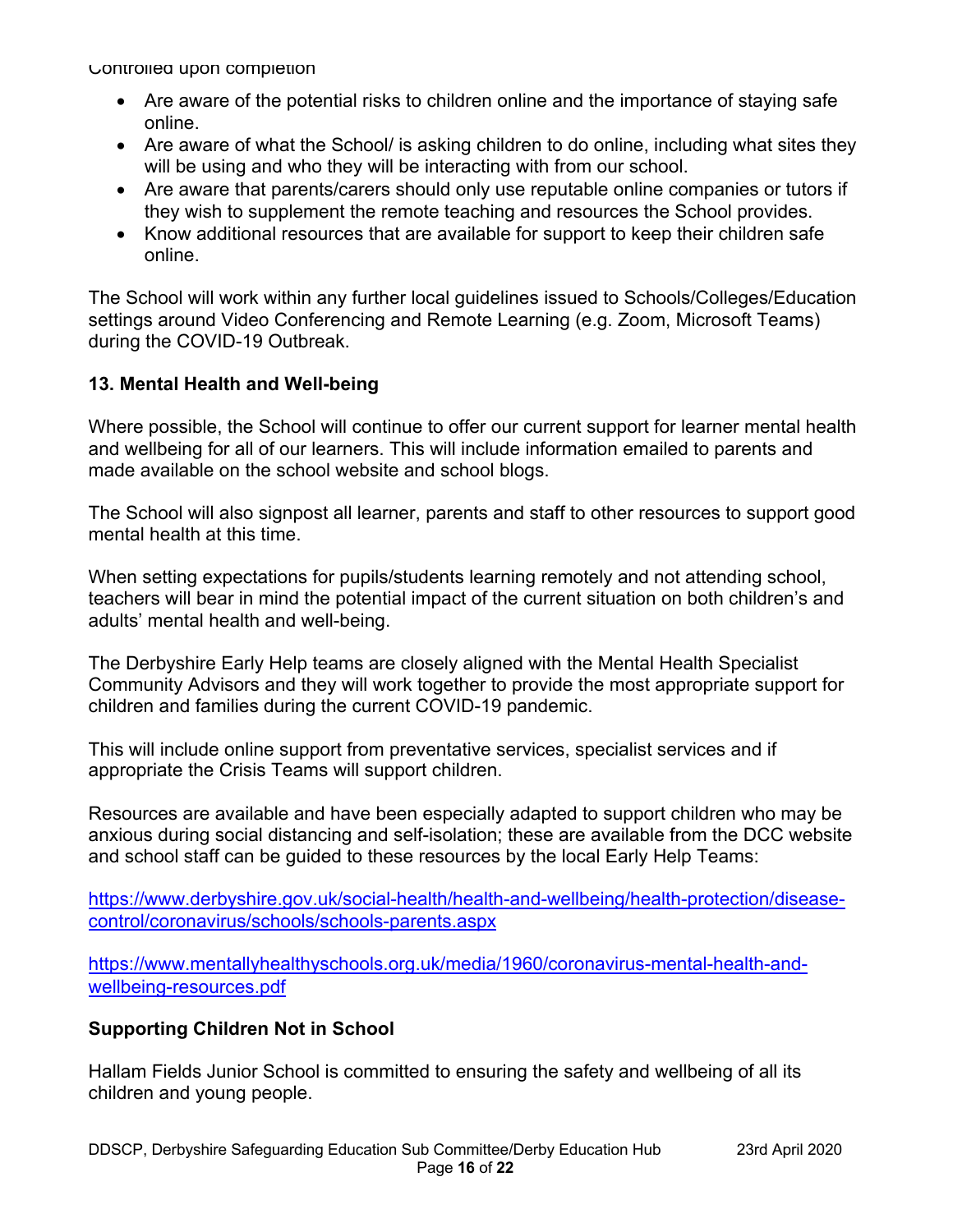Controlled upon completion

- Are aware of the potential risks to children online and the importance of staying safe online.
- Are aware of what the School/ is asking children to do online, including what sites they will be using and who they will be interacting with from our school.
- Are aware that parents/carers should only use reputable online companies or tutors if they wish to supplement the remote teaching and resources the School provides.
- Know additional resources that are available for support to keep their children safe online.

The School will work within any further local guidelines issued to Schools/Colleges/Education settings around Video Conferencing and Remote Learning (e.g. Zoom, Microsoft Teams) during the COVID-19 Outbreak.

## 13. Mental Health and Well-being

Where possible, the School will continue to offer our current support for learner mental health and wellbeing for all of our learners. This will include information emailed to parents and made available on the school website and school blogs.

The School will also signpost all learner, parents and staff to other resources to support good mental health at this time.

When setting expectations for pupils/students learning remotely and not attending school, teachers will bear in mind the potential impact of the current situation on both children's and adults' mental health and well-being.

The Derbyshire Early Help teams are closely aligned with the Mental Health Specialist Community Advisors and they will work together to provide the most appropriate support for children and families during the current COVID-19 pandemic.

This will include online support from preventative services, specialist services and if appropriate the Crisis Teams will support children.

Resources are available and have been especially adapted to support children who may be anxious during social distancing and self-isolation; these are available from the DCC website and school staff can be guided to these resources by the local Early Help Teams:

https://www.derbyshire.gov.uk/social-health/health-and-wellbeing/health-protection/disease-control/coronavirus/schools/schools-parents.aspx

https://www.mentallyhealthyschools.org.uk/media/1960/coronavirus-mental-health-and-wellbeing-resources.pdf

## Supporting Children Not in School

Hallam Fields Junior School is committed to ensuring the safety and wellbeing of all its children and young people.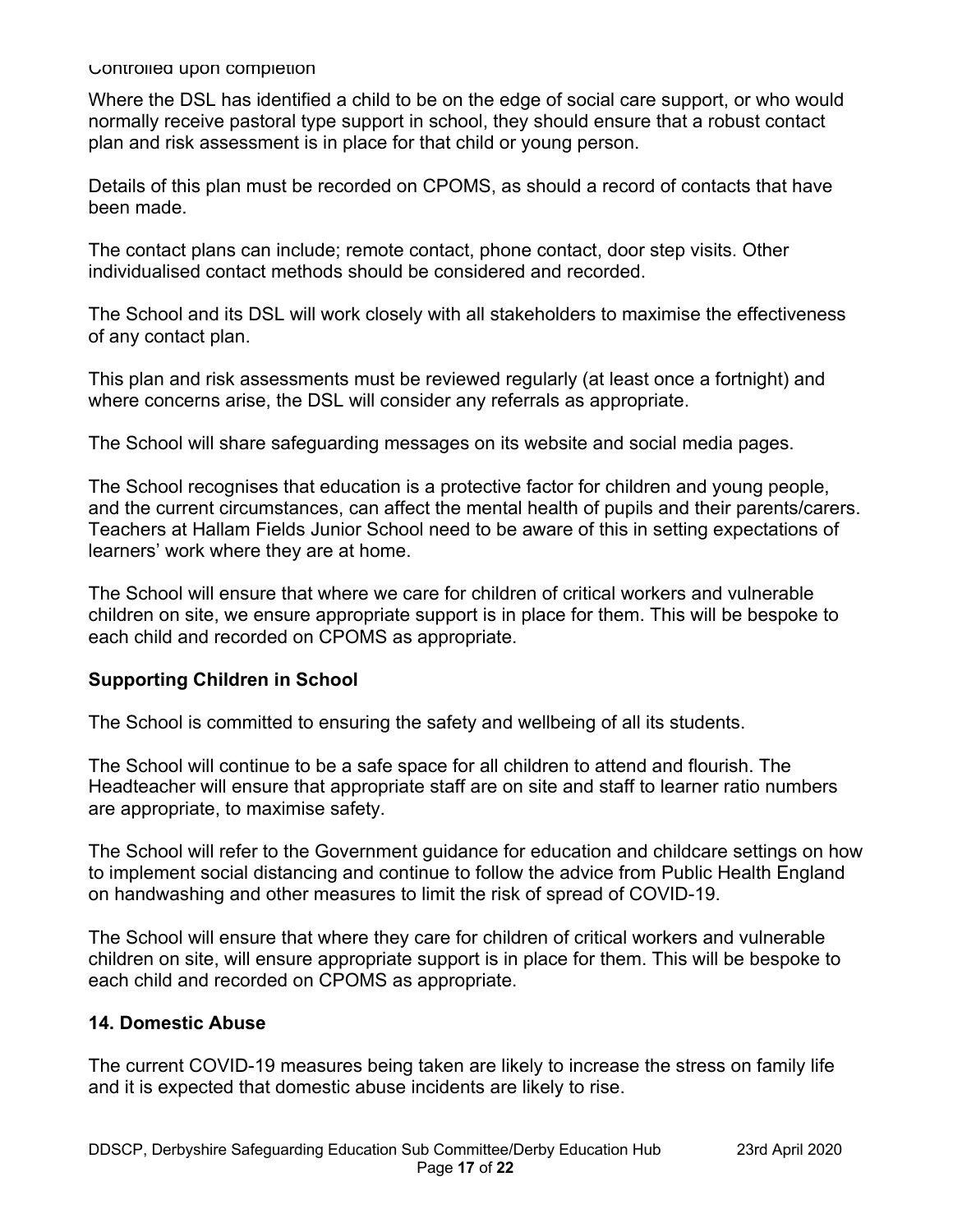Controlled upon completion

Where the DSL has identified a child to be on the edge of social care support, or who would normally receive pastoral type support in school, they should ensure that a robust contact plan and risk assessment is in place for that child or young person.

Details of this plan must be recorded on CPOMS, as should a record of contacts that have been made.

The contact plans can include; remote contact, phone contact, door step visits. Other individualised contact methods should be considered and recorded.

The School and its DSL will work closely with all stakeholders to maximise the effectiveness of any contact plan.

This plan and risk assessments must be reviewed regularly (at least once a fortnight) and where concerns arise, the DSL will consider any referrals as appropriate.

The School will share safeguarding messages on its website and social media pages.

The School recognises that education is a protective factor for children and young people, and the current circumstances, can affect the mental health of pupils and their parents/carers. Teachers at Hallam Fields Junior School need to be aware of this in setting expectations of learners' work where they are at home.

The School will ensure that where we care for children of critical workers and vulnerable children on site, we ensure appropriate support is in place for them. This will be bespoke to each child and recorded on CPOMS as appropriate.

**Supporting Children in School**

The School is committed to ensuring the safety and wellbeing of all its students.

The School will continue to be a safe space for all children to attend and flourish. The Headteacher will ensure that appropriate staff are on site and staff to learner ratio numbers are appropriate, to maximise safety.

The School will refer to the Government guidance for education and childcare settings on how to implement social distancing and continue to follow the advice from Public Health England on handwashing and other measures to limit the risk of spread of COVID-19.

The School will ensure that where they care for children of critical workers and vulnerable children on site, will ensure appropriate support is in place for them. This will be bespoke to each child and recorded on CPOMS as appropriate.

## 14. Domestic Abuse

The current COVID-19 measures being taken are likely to increase the stress on family life and it is expected that domestic abuse incidents are likely to rise.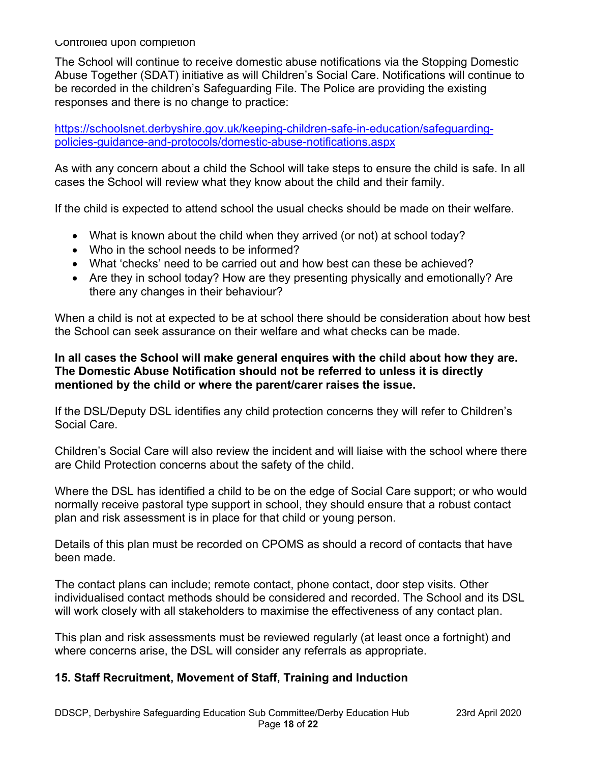Controlled upon completion

The School will continue to receive domestic abuse notifications via the Stopping Domestic Abuse Together (SDAT) initiative as will Children's Social Care. Notifications will continue to be recorded in the children's Safeguarding File. The Police are providing the existing responses and there is no change to practice:

[https://schoolsnet.derbyshire.gov.uk/keeping-children-safe-in-education/safeguarding-policies-guidance-and-protocols/domestic-abuse-notifications.aspx](https://schoolsnet.derbyshire.gov.uk/keeping-children-safe-in-education/safeguarding-policies-guidance-and-protocols/domestic-abuse-notifications.aspx)

As with any concern about a child the School will take steps to ensure the child is safe. In all cases the School will review what they know about the child and their family.

If the child is expected to attend school the usual checks should be made on their welfare.

- What is known about the child when they arrived (or not) at school today?
- Who in the school needs to be informed?
- What 'checks' need to be carried out and how best can these be achieved?
- Are they in school today? How are they presenting physically and emotionally? Are there any changes in their behaviour?

When a child is not at expected to be at school there should be consideration about how best the School can seek assurance on their welfare and what checks can be made.

**In all cases the School will make general enquires with the child about how they are. The Domestic Abuse Notification should not be referred to unless it is directly mentioned by the child or where the parent/carer raises the issue.**

If the DSL/Deputy DSL identifies any child protection concerns they will refer to Children's Social Care.

Children's Social Care will also review the incident and will liaise with the school where there are Child Protection concerns about the safety of the child.

Where the DSL has identified a child to be on the edge of Social Care support; or who would normally receive pastoral type support in school, they should ensure that a robust contact plan and risk assessment is in place for that child or young person.

Details of this plan must be recorded on CPOMS as should a record of contacts that have been made.

The contact plans can include; remote contact, phone contact, door step visits. Other individualised contact methods should be considered and recorded. The School and its DSL will work closely with all stakeholders to maximise the effectiveness of any contact plan.

This plan and risk assessments must be reviewed regularly (at least once a fortnight) and where concerns arise, the DSL will consider any referrals as appropriate.

## 15. Staff Recruitment, Movement of Staff, Training and Induction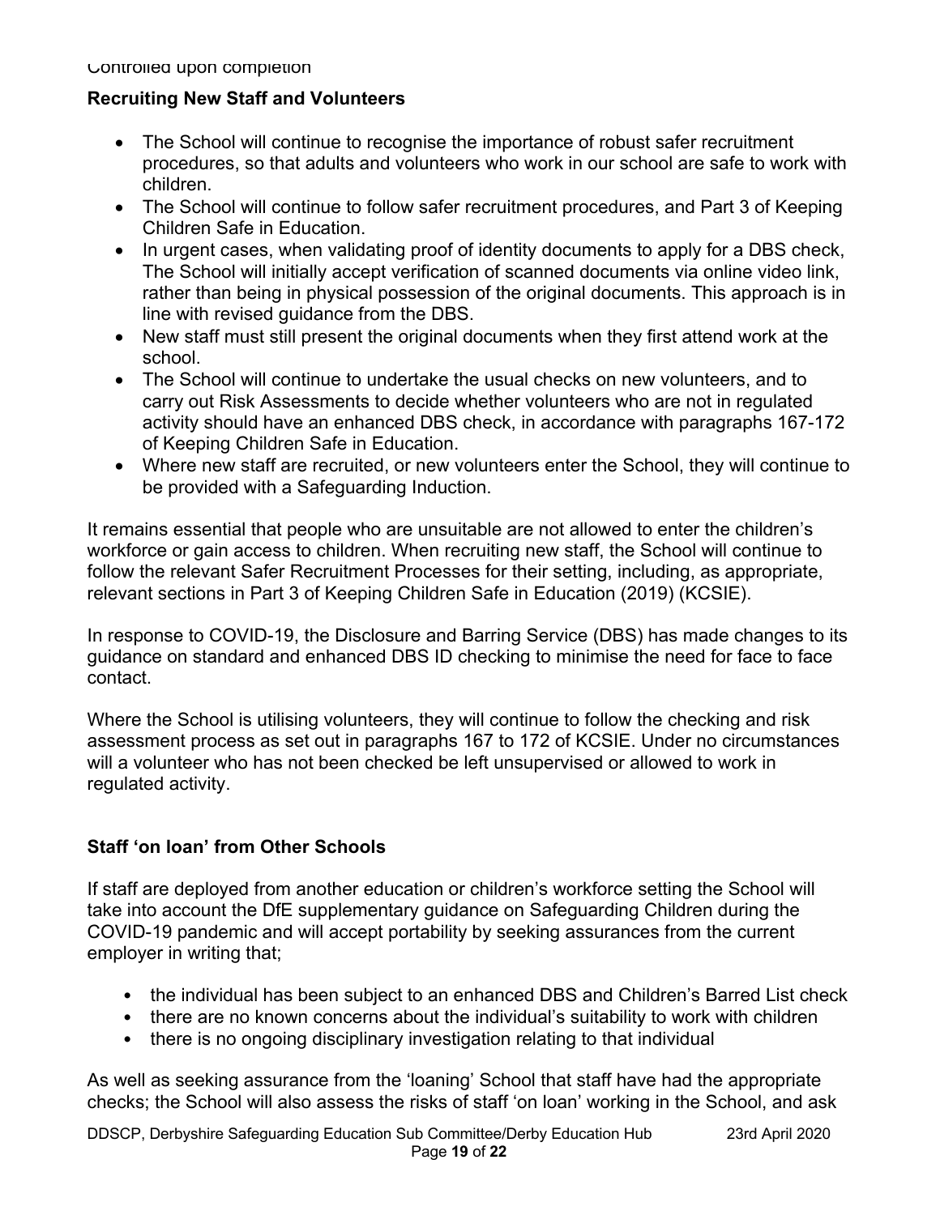Controlled upon completion

**Recruiting New Staff and Volunteers**

- The School will continue to recognise the importance of robust safer recruitment procedures, so that adults and volunteers who work in our school are safe to work with children.
- The School will continue to follow safer recruitment procedures, and Part 3 of Keeping Children Safe in Education.
- In urgent cases, when validating proof of identity documents to apply for a DBS check, The School will initially accept verification of scanned documents via online video link, rather than being in physical possession of the original documents. This approach is in line with revised guidance from the DBS.
- New staff must still present the original documents when they first attend work at the school.
- The School will continue to undertake the usual checks on new volunteers, and to carry out Risk Assessments to decide whether volunteers who are not in regulated activity should have an enhanced DBS check, in accordance with paragraphs 167-172 of Keeping Children Safe in Education.
- Where new staff are recruited, or new volunteers enter the School, they will continue to be provided with a Safeguarding Induction.

It remains essential that people who are unsuitable are not allowed to enter the children's workforce or gain access to children. When recruiting new staff, the School will continue to follow the relevant Safer Recruitment Processes for their setting, including, as appropriate, relevant sections in Part 3 of Keeping Children Safe in Education (2019) (KCSIE).

In response to COVID-19, the Disclosure and Barring Service (DBS) has made changes to its guidance on standard and enhanced DBS ID checking to minimise the need for face to face contact.

Where the School is utilising volunteers, they will continue to follow the checking and risk assessment process as set out in paragraphs 167 to 172 of KCSIE. Under no circumstances will a volunteer who has not been checked be left unsupervised or allowed to work in regulated activity.

**Staff 'on loan' from Other Schools**

If staff are deployed from another education or children's workforce setting the School will take into account the DfE supplementary guidance on Safeguarding Children during the COVID-19 pandemic and will accept portability by seeking assurances from the current employer in writing that;

- the individual has been subject to an enhanced DBS and Children's Barred List check
- there are no known concerns about the individual's suitability to work with children
- there is no ongoing disciplinary investigation relating to that individual

As well as seeking assurance from the 'loaning' School that staff have had the appropriate checks; the School will also assess the risks of staff 'on loan' working in the School, and ask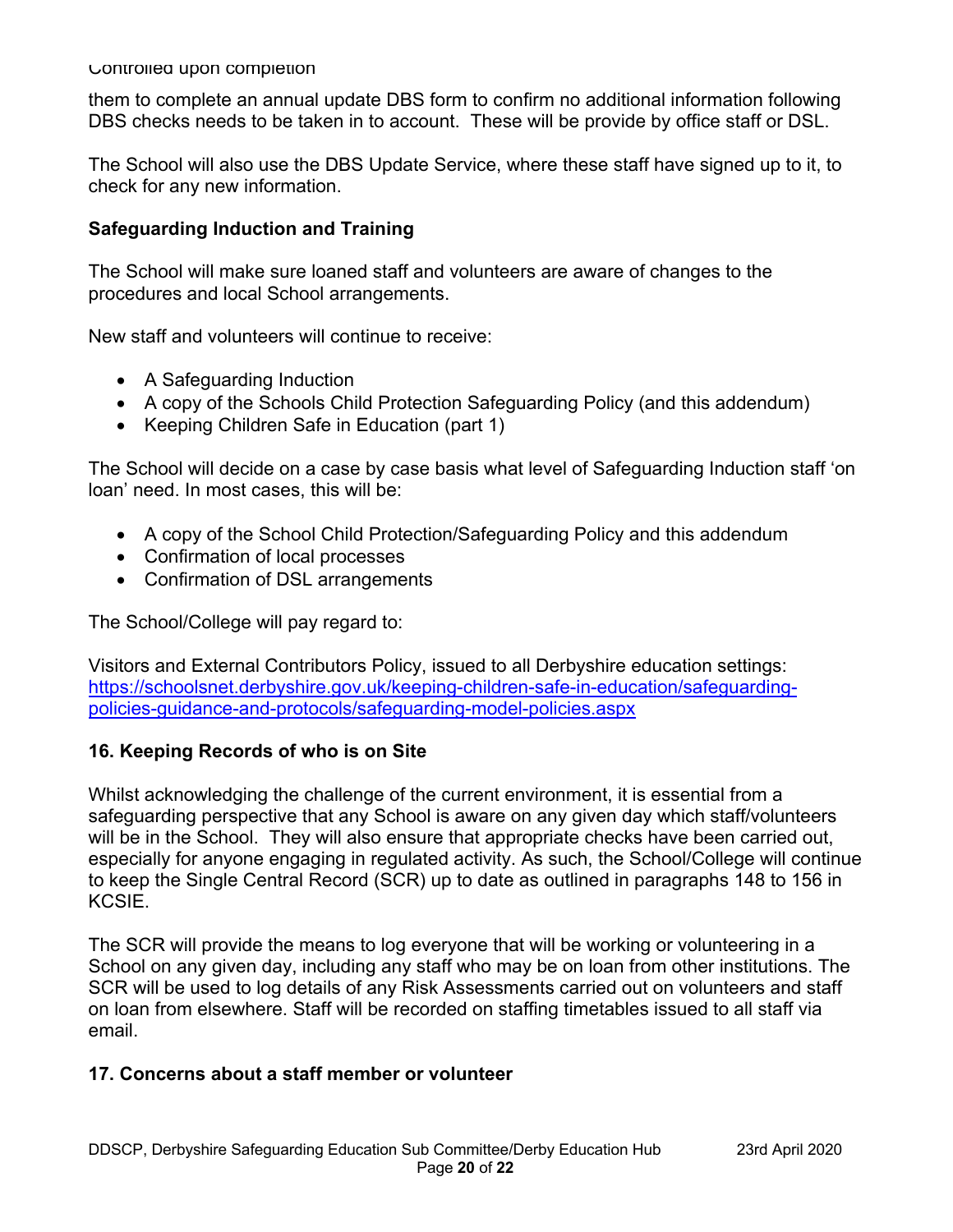them to complete an annual update DBS form to confirm no additional information following DBS checks needs to be taken in to account. These will be provide by office staff or DSL.

The School will also use the DBS Update Service, where these staff have signed up to it, to check for any new information.

**Safeguarding Induction and Training**

The School will make sure loaned staff and volunteers are aware of changes to the procedures and local School arrangements.

New staff and volunteers will continue to receive:

- A Safeguarding Induction
- A copy of the Schools Child Protection Safeguarding Policy (and this addendum)
- Keeping Children Safe in Education (part 1)

The School will decide on a case by case basis what level of Safeguarding Induction staff 'on loan' need. In most cases, this will be:

- A copy of the School Child Protection/Safeguarding Policy and this addendum
- Confirmation of local processes
- Confirmation of DSL arrangements

The School/College will pay regard to:

Visitors and External Contributors Policy, issued to all Derbyshire education settings: [https://schoolsnet.derbyshire.gov.uk/keeping-children-safe-in-education/safeguarding-policies-guidance-and-protocols/safeguarding-model-policies.aspx](https://schoolsnet.derbyshire.gov.uk/keeping-children-safe-in-education/safeguarding-policies-guidance-and-protocols/safeguarding-model-policies.aspx)

## 16. Keeping Records of who is on Site

Whilst acknowledging the challenge of the current environment, it is essential from a safeguarding perspective that any School is aware on any given day which staff/volunteers will be in the School. They will also ensure that appropriate checks have been carried out, especially for anyone engaging in regulated activity. As such, the School/College will continue to keep the Single Central Record (SCR) up to date as outlined in paragraphs 148 to 156 in KCSIE.

The SCR will provide the means to log everyone that will be working or volunteering in a School on any given day, including any staff who may be on loan from other institutions. The SCR will be used to log details of any Risk Assessments carried out on volunteers and staff on loan from elsewhere. Staff will be recorded on staffing timetables issued to all staff via email.

## 17. Concerns about a staff member or volunteer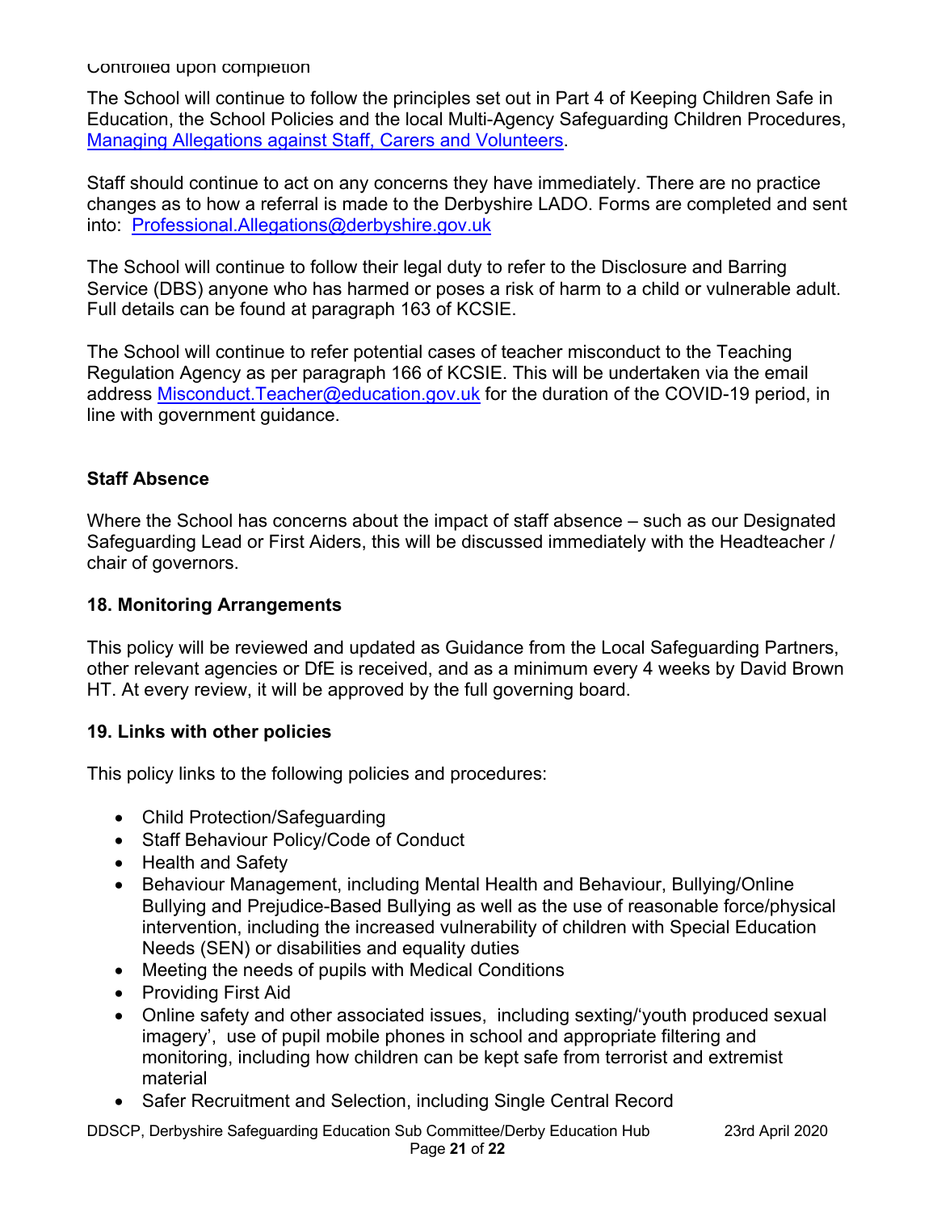Controlled upon completion

The School will continue to follow the principles set out in Part 4 of Keeping Children Safe in Education, the School Policies and the local Multi-Agency Safeguarding Children Procedures, [Managing Allegations against Staff, Carers and Volunteers](Managing Allegations against Staff, Carers and Volunteers).

Staff should continue to act on any concerns they have immediately. There are no practice changes as to how a referral is made to the Derbyshire LADO. Forms are completed and sent into: Professional.Allegations@derbyshire.gov.uk

The School will continue to follow their legal duty to refer to the Disclosure and Barring Service (DBS) anyone who has harmed or poses a risk of harm to a child or vulnerable adult. Full details can be found at paragraph 163 of KCSIE.

The School will continue to refer potential cases of teacher misconduct to the Teaching Regulation Agency as per paragraph 166 of KCSIE. This will be undertaken via the email address Misconduct.Teacher@education.gov.uk for the duration of the COVID-19 period, in line with government guidance.

**Staff Absence**

Where the School has concerns about the impact of staff absence – such as our Designated Safeguarding Lead or First Aiders, this will be discussed immediately with the Headteacher / chair of governors.

## 18. Monitoring Arrangements

This policy will be reviewed and updated as Guidance from the Local Safeguarding Partners, other relevant agencies or DfE is received, and as a minimum every 4 weeks by David Brown HT. At every review, it will be approved by the full governing board.

## 19. Links with other policies

This policy links to the following policies and procedures:

- Child Protection/Safeguarding
- Staff Behaviour Policy/Code of Conduct
- Health and Safety
- Behaviour Management, including Mental Health and Behaviour, Bullying/Online Bullying and Prejudice-Based Bullying as well as the use of reasonable force/physical intervention, including the increased vulnerability of children with Special Education Needs (SEN) or disabilities and equality duties
- Meeting the needs of pupils with Medical Conditions
- Providing First Aid
- Online safety and other associated issues, including sexting/'youth produced sexual imagery', use of pupil mobile phones in school and appropriate filtering and monitoring, including how children can be kept safe from terrorist and extremist material
- Safer Recruitment and Selection, including Single Central Record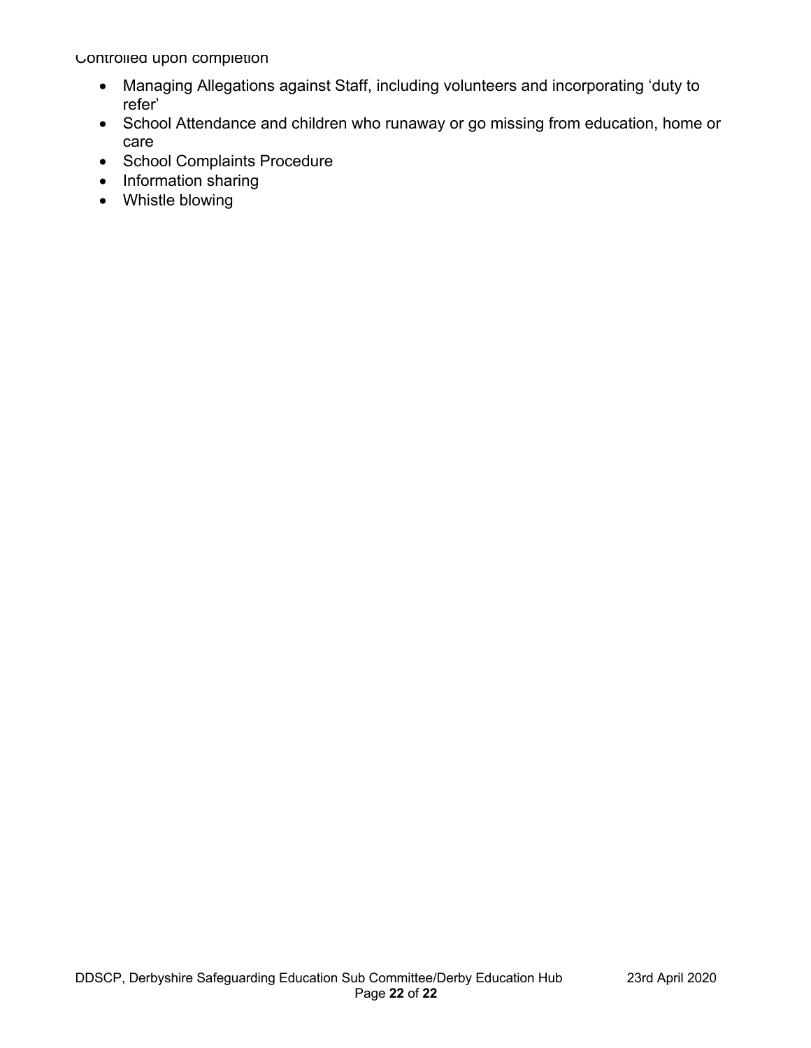Controlled upon completion

- Managing Allegations against Staff, including volunteers and incorporating 'duty to refer'
- School Attendance and children who runaway or go missing from education, home or care
- School Complaints Procedure
- Information sharing
- Whistle blowing